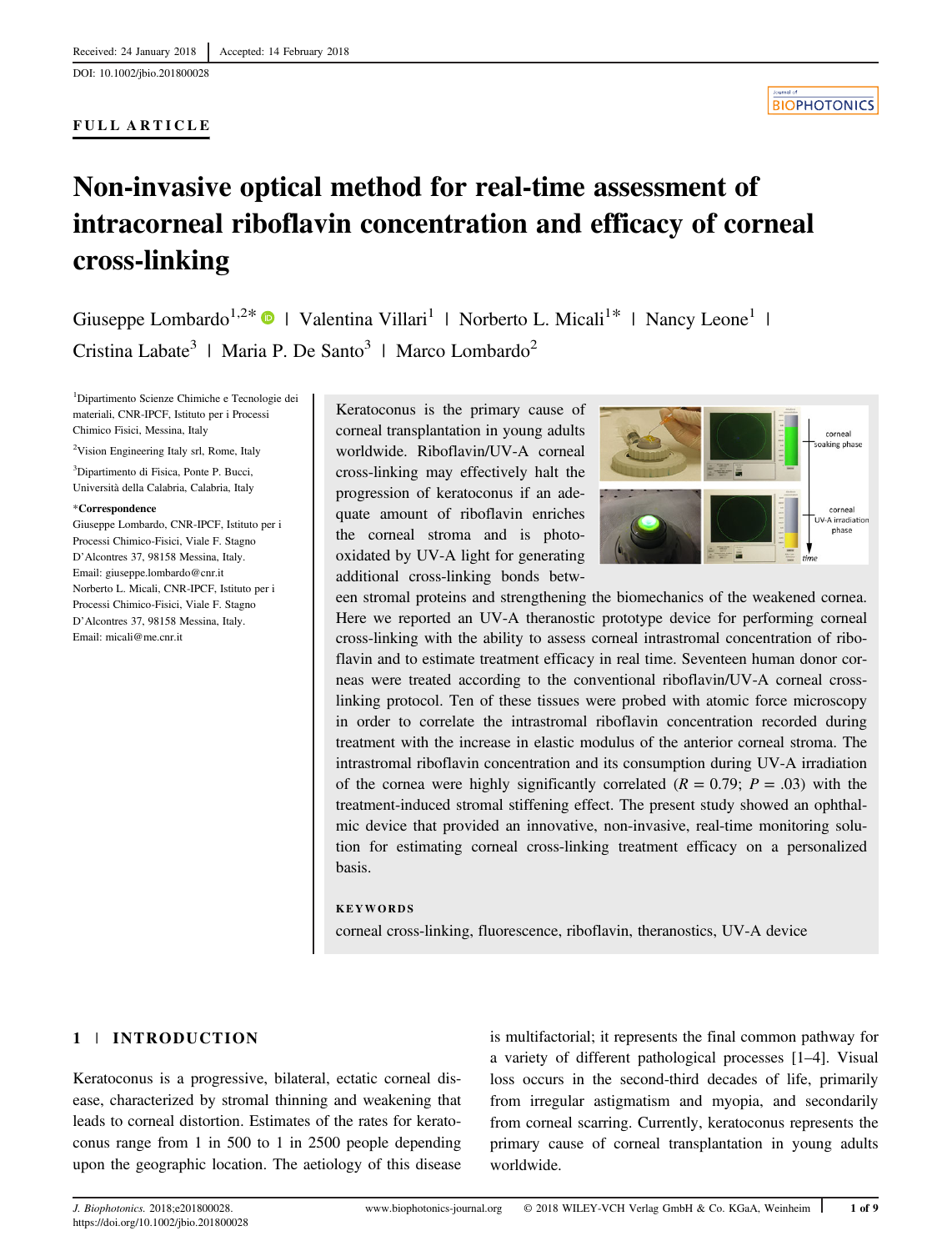Received: 24 January 2018 | Accepted: 14 February 2018

DOI: 10.1002/jbio.201800028

**FULL ARTICLE**

# Non-invasive optical method for real-time assessment of intracorneal riboflavin concentration and efficacy of corneal cross-linking

Giuseppe Lombardo[1,2*] | Valentina Villari[1] | Norberto L. Micali[1*] | Nancy Leone[1] | Cristina Labate[3] | Maria P. De Santo[3] | Marco Lombardo[2]

[1]Dipartimento Scienze Chimiche e Tecnologie dei materiali, CNR-IPCF, Istituto per i Processi Chimico Fisici, Messina, Italy

[2]Vision Engineering Italy srl, Rome, Italy

[3]Dipartimento di Fisica, Ponte P. Bucci, Università della Calabria, Calabria, Italy

***Correspondence**

Giuseppe Lombardo, CNR-IPCF, Istituto per i Processi Chimico-Fisici, Viale F. Stagno D'Alcontres 37, 98158 Messina, Italy. Email: giuseppe.lombardo@cnr.it

Norberto L. Micali, CNR-IPCF, Istituto per i Processi Chimico-Fisici, Viale F. Stagno D'Alcontres 37, 98158 Messina, Italy. Email: micali@me.cnr.it

Keratoconus is the primary cause of corneal transplantation in young adults worldwide. Riboflavin/UV-A corneal cross-linking may effectively halt the progression of keratoconus if an adequate amount of riboflavin enriches the corneal stroma and is photo-oxidated by UV-A light for generating additional cross-linking bonds between stromal proteins and strengthening the biomechanics of the weakened cornea. Here we reported an UV-A theranostic prototype device for performing corneal cross-linking with the ability to assess corneal intrastromal concentration of riboflavin and to estimate treatment efficacy in real time. Seventeen human donor corneas were treated according to the conventional riboflavin/UV-A corneal cross-linking protocol. Ten of these tissues were probed with atomic force microscopy in order to correlate the intrastromal riboflavin concentration recorded during treatment with the increase in elastic modulus of the anterior corneal stroma. The intrastromal riboflavin concentration and its consumption during UV-A irradiation of the cornea were highly significantly correlated ($R = 0.79$; $P = .03$) with the treatment-induced stromal stiffening effect. The present study showed an ophthalmic device that provided an innovative, non-invasive, real-time monitoring solution for estimating corneal cross-linking treatment efficacy on a personalized basis.

**KEYWORDS**

corneal cross-linking, fluorescence, riboflavin, theranostics, UV-A device

## 1 | INTRODUCTION

Keratoconus is a progressive, bilateral, ectatic corneal disease, characterized by stromal thinning and weakening that leads to corneal distortion. Estimates of the rates for keratoconus range from 1 in 500 to 1 in 2500 people depending upon the geographic location. The aetiology of this disease is multifactorial; it represents the final common pathway for a variety of different pathological processes [1–4]. Visual loss occurs in the second-third decades of life, primarily from irregular astigmatism and myopia, and secondarily from corneal scarring. Currently, keratoconus represents the primary cause of corneal transplantation in young adults worldwide.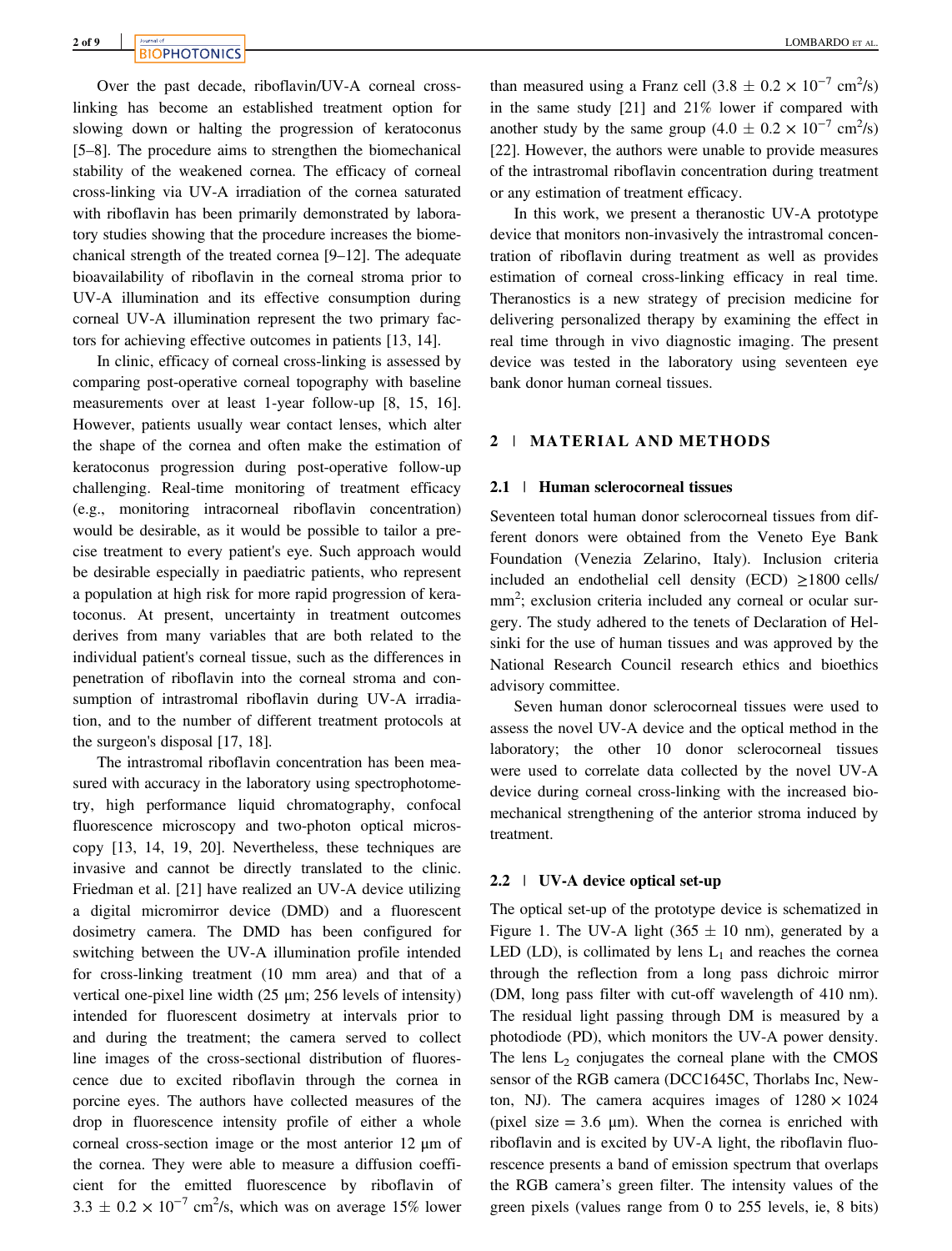Over the past decade, riboflavin/UV-A corneal cross-linking has become an established treatment option for slowing down or halting the progression of keratoconus [5–8]. The procedure aims to strengthen the biomechanical stability of the weakened cornea. The efficacy of corneal cross-linking via UV-A irradiation of the cornea saturated with riboflavin has been primarily demonstrated by laboratory studies showing that the procedure increases the biomechanical strength of the treated cornea [9–12]. The adequate bioavailability of riboflavin in the corneal stroma prior to UV-A illumination and its effective consumption during corneal UV-A illumination represent the two primary factors for achieving effective outcomes in patients [13, 14].

In clinic, efficacy of corneal cross-linking is assessed by comparing post-operative corneal topography with baseline measurements over at least 1-year follow-up [8, 15, 16]. However, patients usually wear contact lenses, which alter the shape of the cornea and often make the estimation of keratoconus progression during post-operative follow-up challenging. Real-time monitoring of treatment efficacy (e.g., monitoring intracorneal riboflavin concentration) would be desirable, as it would be possible to tailor a precise treatment to every patient's eye. Such approach would be desirable especially in paediatric patients, who represent a population at high risk for more rapid progression of keratoconus. At present, uncertainty in treatment outcomes derives from many variables that are both related to the individual patient's corneal tissue, such as the differences in penetration of riboflavin into the corneal stroma and consumption of intrastromal riboflavin during UV-A irradiation, and to the number of different treatment protocols at the surgeon's disposal [17, 18].

The intrastromal riboflavin concentration has been measured with accuracy in the laboratory using spectrophotometry, high performance liquid chromatography, confocal fluorescence microscopy and two-photon optical microscopy [13, 14, 19, 20]. Nevertheless, these techniques are invasive and cannot be directly translated to the clinic. Friedman et al. [21] have realized an UV-A device utilizing a digital micromirror device (DMD) and a fluorescent dosimetry camera. The DMD has been configured for switching between the UV-A illumination profile intended for cross-linking treatment (10 mm area) and that of a vertical one-pixel line width (25 μm; 256 levels of intensity) intended for fluorescent dosimetry at intervals prior to and during the treatment; the camera served to collect line images of the cross-sectional distribution of fluorescence due to excited riboflavin through the cornea in porcine eyes. The authors have collected measures of the drop in fluorescence intensity profile of either a whole corneal cross-section image or the most anterior 12 μm of the cornea. They were able to measure a diffusion coefficient for the emitted fluorescence by riboflavin of $3.3 \pm 0.2 \times 10^{-7}$ cm$^2$/s, which was on average 15% lower than measured using a Franz cell ($3.8 \pm 0.2 \times 10^{-7}$ cm$^2$/s) in the same study [21] and 21% lower if compared with another study by the same group ($4.0 \pm 0.2 \times 10^{-7}$ cm$^2$/s) [22]. However, the authors were unable to provide measures of the intrastromal riboflavin concentration during treatment or any estimation of treatment efficacy.

In this work, we present a theranostic UV-A prototype device that monitors non-invasively the intrastromal concentration of riboflavin during treatment as well as provides estimation of corneal cross-linking efficacy in real time. Theranostics is a new strategy of precision medicine for delivering personalized therapy by examining the effect in real time through in vivo diagnostic imaging. The present device was tested in the laboratory using seventeen eye bank donor human corneal tissues.

## 2 | MATERIAL AND METHODS

### 2.1 | Human sclerocorneal tissues

Seventeen total human donor sclerocorneal tissues from different donors were obtained from the Veneto Eye Bank Foundation (Venezia Zelarino, Italy). Inclusion criteria included an endothelial cell density (ECD) ≥1800 cells/mm$^2$; exclusion criteria included any corneal or ocular surgery. The study adhered to the tenets of Declaration of Helsinki for the use of human tissues and was approved by the National Research Council research ethics and bioethics advisory committee.

Seven human donor sclerocorneal tissues were used to assess the novel UV-A device and the optical method in the laboratory; the other 10 donor sclerocorneal tissues were used to correlate data collected by the novel UV-A device during corneal cross-linking with the increased biomechanical strengthening of the anterior stroma induced by treatment.

### 2.2 | UV-A device optical set-up

The optical set-up of the prototype device is schematized in Figure 1. The UV-A light (365 ± 10 nm), generated by a LED (LD), is collimated by lens $L_1$ and reaches the cornea through the reflection from a long pass dichroic mirror (DM, long pass filter with cut-off wavelength of 410 nm). The residual light passing through DM is measured by a photodiode (PD), which monitors the UV-A power density. The lens $L_2$ conjugates the corneal plane with the CMOS sensor of the RGB camera (DCC1645C, Thorlabs Inc, Newton, NJ). The camera acquires images of 1280 × 1024 (pixel size = 3.6 μm). When the cornea is enriched with riboflavin and is excited by UV-A light, the riboflavin fluorescence presents a band of emission spectrum that overlaps the RGB camera's green filter. The intensity values of the green pixels (values range from 0 to 255 levels, ie, 8 bits)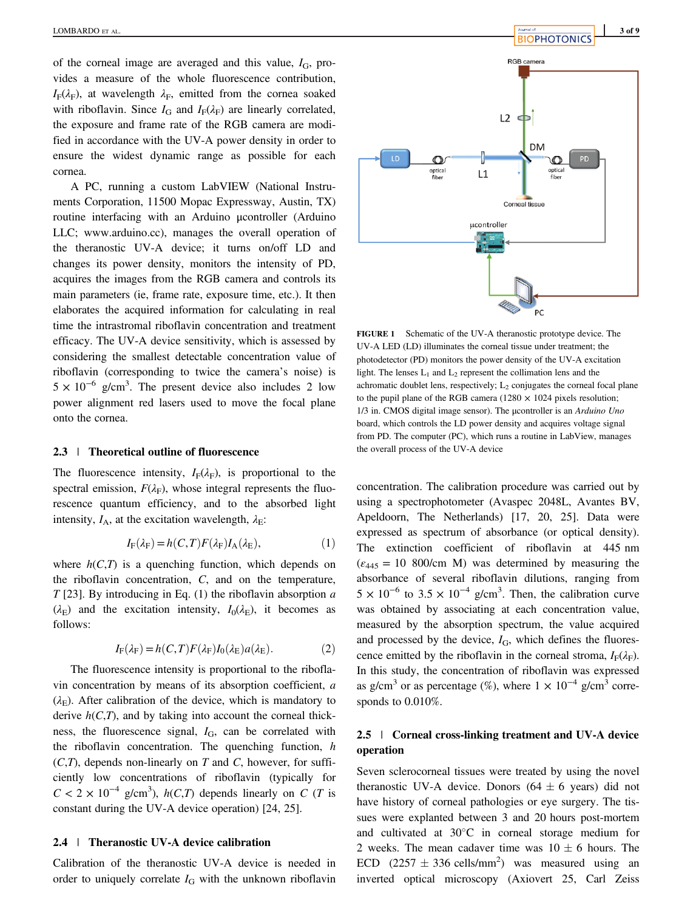of the corneal image are averaged and this value, $I_G$, provides a measure of the whole fluorescence contribution, $I_F(\lambda_F)$, at wavelength $\lambda_F$, emitted from the cornea soaked with riboflavin. Since $I_G$ and $I_F(\lambda_F)$ are linearly correlated, the exposure and frame rate of the RGB camera are modified in accordance with the UV-A power density in order to ensure the widest dynamic range as possible for each cornea.

A PC, running a custom LabVIEW (National Instruments Corporation, 11500 Mopac Expressway, Austin, TX) routine interfacing with an Arduino μcontroller (Arduino LLC; www.arduino.cc), manages the overall operation of the theranostic UV-A device; it turns on/off LD and changes its power density, monitors the intensity of PD, acquires the images from the RGB camera and controls its main parameters (ie, frame rate, exposure time, etc.). It then elaborates the acquired information for calculating in real time the intrastromal riboflavin concentration and treatment efficacy. The UV-A device sensitivity, which is assessed by considering the smallest detectable concentration value of riboflavin (corresponding to twice the camera's noise) is $5 \times 10^{-6}$ g/cm$^3$. The present device also includes 2 low power alignment red lasers used to move the focal plane onto the cornea.

FIGURE 1 Schematic of the UV-A theranostic prototype device. The UV-A LED (LD) illuminates the corneal tissue under treatment; the photodetector (PD) monitors the power density of the UV-A excitation light. The lenses $L_1$ and $L_2$ represent the collimation lens and the achromatic doublet lens, respectively; $L_2$ conjugates the corneal focal plane to the pupil plane of the RGB camera (1280 × 1024 pixels resolution; 1/3 in. CMOS digital image sensor). The μcontroller is an *Arduino Uno* board, which controls the LD power density and acquires voltage signal from PD. The computer (PC), which runs a routine in LabView, manages the overall process of the UV-A device

## 2.3 | Theoretical outline of fluorescence

The fluorescence intensity, $I_F(\lambda_F)$, is proportional to the spectral emission, $F(\lambda_F)$, whose integral represents the fluorescence quantum efficiency, and to the absorbed light intensity, $I_A$, at the excitation wavelength, $\lambda_E$:

$$I_F(\lambda_F) = h(C,T)F(\lambda_F)I_A(\lambda_E), \tag{1}$$

where $h(C,T)$ is a quenching function, which depends on the riboflavin concentration, $C$, and on the temperature, $T$ [23]. By introducing in Eq. (1) the riboflavin absorption $a(\lambda_E)$ and the excitation intensity, $I_0(\lambda_E)$, it becomes as follows:

$$I_F(\lambda_F) = h(C,T)F(\lambda_F)I_0(\lambda_E)a(\lambda_E). \tag{2}$$

The fluorescence intensity is proportional to the riboflavin concentration by means of its absorption coefficient, $a(\lambda_E)$. After calibration of the device, which is mandatory to derive $h(C,T)$, and by taking into account the corneal thickness, the fluorescence signal, $I_G$, can be correlated with the riboflavin concentration. The quenching function, $h(C,T)$, depends non-linearly on $T$ and $C$, however, for sufficiently low concentrations of riboflavin (typically for $C < 2 \times 10^{-4}$ g/cm$^3$), $h(C,T)$ depends linearly on $C$ ($T$ is constant during the UV-A device operation) [24, 25].

## 2.4 | Theranostic UV-A device calibration

Calibration of the theranostic UV-A device is needed in order to uniquely correlate $I_G$ with the unknown riboflavin concentration. The calibration procedure was carried out by using a spectrophotometer (Avaspec 2048L, Avantes BV, Apeldoorn, The Netherlands) [17, 20, 25]. Data were expressed as spectrum of absorbance (or optical density). The extinction coefficient of riboflavin at 445 nm ($\varepsilon_{445}$ = 10 800/cm M) was determined by measuring the absorbance of several riboflavin dilutions, ranging from $5 \times 10^{-6}$ to $3.5 \times 10^{-4}$ g/cm$^3$. Then, the calibration curve was obtained by associating at each concentration value, measured by the absorption spectrum, the value acquired and processed by the device, $I_G$, which defines the fluorescence emitted by the riboflavin in the corneal stroma, $I_F(\lambda_F)$. In this study, the concentration of riboflavin was expressed as g/cm$^3$ or as percentage (%), where $1 \times 10^{-4}$ g/cm$^3$ corresponds to 0.010%.

## 2.5 | Corneal cross-linking treatment and UV-A device operation

Seven sclerocorneal tissues were treated by using the novel theranostic UV-A device. Donors (64 ± 6 years) did not have history of corneal pathologies or eye surgery. The tissues were explanted between 3 and 20 hours post-mortem and cultivated at 30°C in corneal storage medium for 2 weeks. The mean cadaver time was 10 ± 6 hours. The ECD (2257 ± 336 cells/mm$^2$) was measured using an inverted optical microscopy (Axiovert 25, Carl Zeiss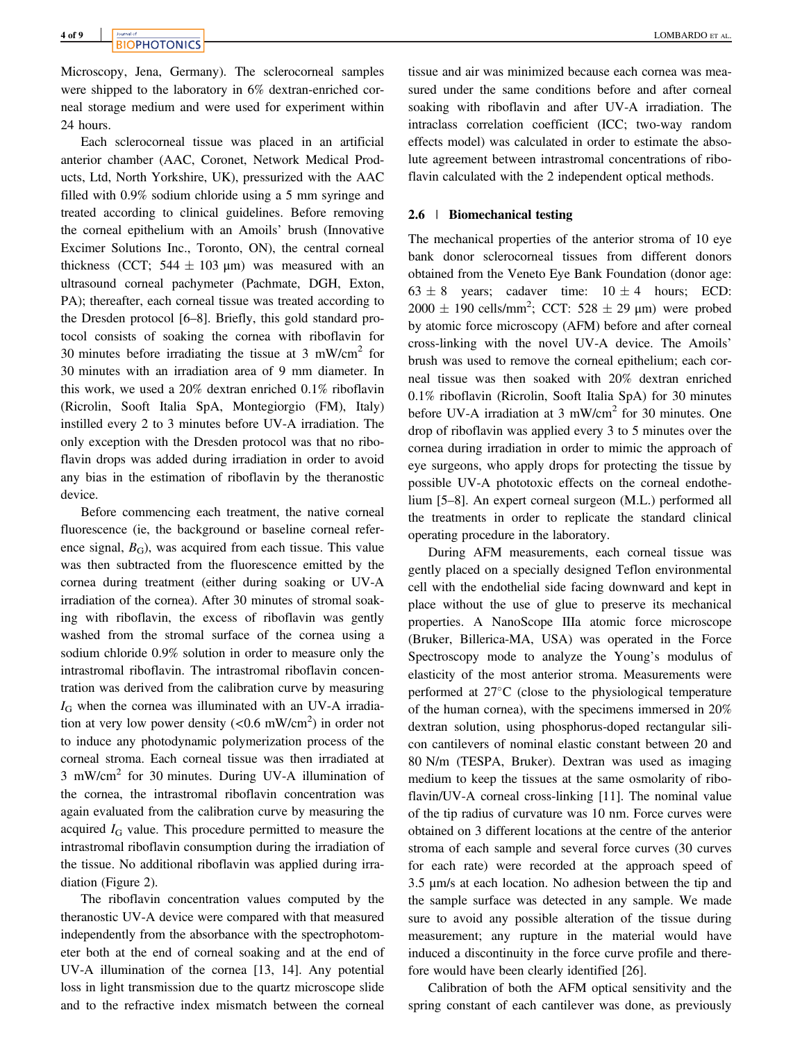Microscopy, Jena, Germany). The sclerocorneal samples were shipped to the laboratory in 6% dextran-enriched corneal storage medium and were used for experiment within 24 hours.

Each sclerocorneal tissue was placed in an artificial anterior chamber (AAC, Coronet, Network Medical Products, Ltd, North Yorkshire, UK), pressurized with the AAC filled with 0.9% sodium chloride using a 5 mm syringe and treated according to clinical guidelines. Before removing the corneal epithelium with an Amoils' brush (Innovative Excimer Solutions Inc., Toronto, ON), the central corneal thickness (CCT; 544 ± 103 μm) was measured with an ultrasound corneal pachymeter (Pachmate, DGH, Exton, PA); thereafter, each corneal tissue was treated according to the Dresden protocol [6–8]. Briefly, this gold standard protocol consists of soaking the cornea with riboflavin for 30 minutes before irradiating the tissue at 3 mW/cm$^2$ for 30 minutes with an irradiation area of 9 mm diameter. In this work, we used a 20% dextran enriched 0.1% riboflavin (Ricrolin, Sooft Italia SpA, Montegiorgio (FM), Italy) instilled every 2 to 3 minutes before UV-A irradiation. The only exception with the Dresden protocol was that no riboflavin drops was added during irradiation in order to avoid any bias in the estimation of riboflavin by the theranostic device.

Before commencing each treatment, the native corneal fluorescence (ie, the background or baseline corneal reference signal, $B_G$), was acquired from each tissue. This value was then subtracted from the fluorescence emitted by the cornea during treatment (either during soaking or UV-A irradiation of the cornea). After 30 minutes of stromal soaking with riboflavin, the excess of riboflavin was gently washed from the stromal surface of the cornea using a sodium chloride 0.9% solution in order to measure only the intrastromal riboflavin. The intrastromal riboflavin concentration was derived from the calibration curve by measuring $I_G$ when the cornea was illuminated with an UV-A irradiation at very low power density (<0.6 mW/cm$^2$) in order not to induce any photodynamic polymerization process of the corneal stroma. Each corneal tissue was then irradiated at 3 mW/cm$^2$ for 30 minutes. During UV-A illumination of the cornea, the intrastromal riboflavin concentration was again evaluated from the calibration curve by measuring the acquired $I_G$ value. This procedure permitted to measure the intrastromal riboflavin consumption during the irradiation of the tissue. No additional riboflavin was applied during irradiation (Figure 2).

The riboflavin concentration values computed by the theranostic UV-A device were compared with that measured independently from the absorbance with the spectrophotometer both at the end of corneal soaking and at the end of UV-A illumination of the cornea [13, 14]. Any potential loss in light transmission due to the quartz microscope slide and to the refractive index mismatch between the corneal tissue and air was minimized because each cornea was measured under the same conditions before and after corneal soaking with riboflavin and after UV-A irradiation. The intraclass correlation coefficient (ICC; two-way random effects model) was calculated in order to estimate the absolute agreement between intrastromal concentrations of riboflavin calculated with the 2 independent optical methods.

## 2.6 | Biomechanical testing

The mechanical properties of the anterior stroma of 10 eye bank donor sclerocorneal tissues from different donors obtained from the Veneto Eye Bank Foundation (donor age: 63 ± 8 years; cadaver time: 10 ± 4 hours; ECD: 2000 ± 190 cells/mm$^2$; CCT: 528 ± 29 μm) were probed by atomic force microscopy (AFM) before and after corneal cross-linking with the novel UV-A device. The Amoils' brush was used to remove the corneal epithelium; each corneal tissue was then soaked with 20% dextran enriched 0.1% riboflavin (Ricrolin, Sooft Italia SpA) for 30 minutes before UV-A irradiation at 3 mW/cm$^2$ for 30 minutes. One drop of riboflavin was applied every 3 to 5 minutes over the cornea during irradiation in order to mimic the approach of eye surgeons, who apply drops for protecting the tissue by possible UV-A phototoxic effects on the corneal endothelium [5–8]. An expert corneal surgeon (M.L.) performed all the treatments in order to replicate the standard clinical operating procedure in the laboratory.

During AFM measurements, each corneal tissue was gently placed on a specially designed Teflon environmental cell with the endothelial side facing downward and kept in place without the use of glue to preserve its mechanical properties. A NanoScope IIIa atomic force microscope (Bruker, Billerica-MA, USA) was operated in the Force Spectroscopy mode to analyze the Young's modulus of elasticity of the most anterior stroma. Measurements were performed at 27°C (close to the physiological temperature of the human cornea), with the specimens immersed in 20% dextran solution, using phosphorus-doped rectangular silicon cantilevers of nominal elastic constant between 20 and 80 N/m (TESPA, Bruker). Dextran was used as imaging medium to keep the tissues at the same osmolarity of riboflavin/UV-A corneal cross-linking [11]. The nominal value of the tip radius of curvature was 10 nm. Force curves were obtained on 3 different locations at the centre of the anterior stroma of each sample and several force curves (30 curves for each rate) were recorded at the approach speed of 3.5 μm/s at each location. No adhesion between the tip and the sample surface was detected in any sample. We made sure to avoid any possible alteration of the tissue during measurement; any rupture in the material would have induced a discontinuity in the force curve profile and therefore would have been clearly identified [26].

Calibration of both the AFM optical sensitivity and the spring constant of each cantilever was done, as previously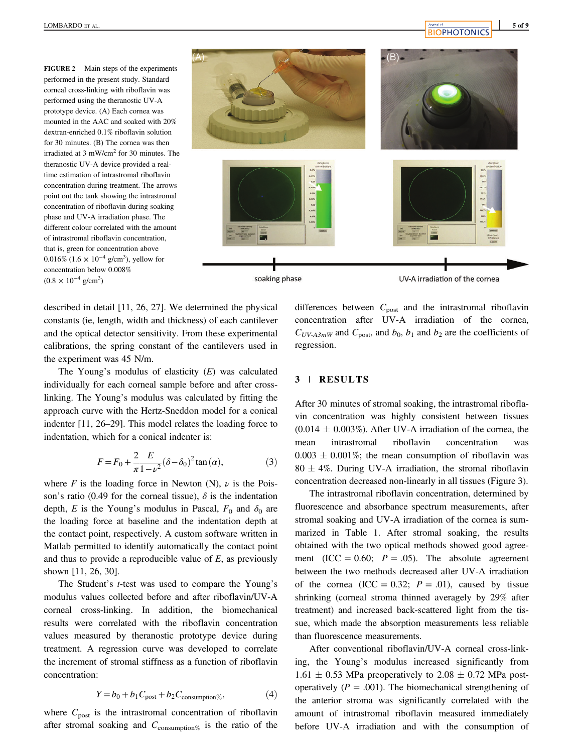**FIGURE 2** Main steps of the experiments performed in the present study. Standard corneal cross-linking with riboflavin was performed using the theranostic UV-A prototype device. (A) Each cornea was mounted in the AAC and soaked with 20% dextran-enriched 0.1% riboflavin solution for 30 minutes. (B) The cornea was then irradiated at 3 mW/cm$^2$ for 30 minutes. The theranostic UV-A device provided a real-time estimation of intrastromal riboflavin concentration during treatment. The arrows point out the tank showing the intrastromal concentration of riboflavin during soaking phase and UV-A irradiation phase. The different colour correlated with the amount of intrastromal riboflavin concentration, that is, green for concentration above 0.016% ($1.6 \times 10^{-4}$ g/cm$^3$), yellow for concentration below 0.008% ($0.8 \times 10^{-4}$ g/cm$^3$)

described in detail [11, 26, 27]. We determined the physical constants (ie, length, width and thickness) of each cantilever and the optical detector sensitivity. From these experimental calibrations, the spring constant of the cantilevers used in the experiment was 45 N/m.

The Young's modulus of elasticity ($E$) was calculated individually for each corneal sample before and after cross-linking. The Young's modulus was calculated by fitting the approach curve with the Hertz-Sneddon model for a conical indenter [11, 26–29]. This model relates the loading force to indentation, which for a conical indenter is:

$$F = F_0 + \frac{2}{\pi}\frac{E}{1-\nu^2}(\delta - \delta_0)^2 \tan(\alpha), \tag{3}$$

where $F$ is the loading force in Newton (N), $\nu$ is the Poisson's ratio (0.49 for the corneal tissue), $\delta$ is the indentation depth, $E$ is the Young's modulus in Pascal, $F_0$ and $\delta_0$ are the loading force at baseline and the indentation depth at the contact point, respectively. A custom software written in Matlab permitted to identify automatically the contact point and thus to provide a reproducible value of $E$, as previously shown [11, 26, 30].

The Student's *t*-test was used to compare the Young's modulus values collected before and after riboflavin/UV-A corneal cross-linking. In addition, the biomechanical results were correlated with the riboflavin concentration values measured by theranostic prototype device during treatment. A regression curve was developed to correlate the increment of stromal stiffness as a function of riboflavin concentration:

$$Y = b_0 + b_1 C_{\text{post}} + b_2 C_{\text{consumption\%}}, \tag{4}$$

where $C_{\text{post}}$ is the intrastromal concentration of riboflavin after stromal soaking and $C_{\text{consumption\%}}$ is the ratio of the differences between $C_{\text{post}}$ and the intrastromal riboflavin concentration after UV-A irradiation of the cornea, $C_{UV\text{-}A3mW}$ and $C_{\text{post}}$, and $b_0$, $b_1$ and $b_2$ are the coefficients of regression.

## 3 | RESULTS

After 30 minutes of stromal soaking, the intrastromal riboflavin concentration was highly consistent between tissues (0.014 ± 0.003%). After UV-A irradiation of the cornea, the mean intrastromal riboflavin concentration was 0.003 ± 0.001%; the mean consumption of riboflavin was 80 ± 4%. During UV-A irradiation, the stromal riboflavin concentration decreased non-linearly in all tissues (Figure 3).

The intrastromal riboflavin concentration, determined by fluorescence and absorbance spectrum measurements, after stromal soaking and UV-A irradiation of the cornea is summarized in Table 1. After stromal soaking, the results obtained with the two optical methods showed good agreement (ICC = 0.60; $P = .05$). The absolute agreement between the two methods decreased after UV-A irradiation of the cornea (ICC = 0.32; $P = .01$), caused by tissue shrinking (corneal stroma thinned averagely by 29% after treatment) and increased back-scattered light from the tissue, which made the absorption measurements less reliable than fluorescence measurements.

After conventional riboflavin/UV-A corneal cross-linking, the Young's modulus increased significantly from 1.61 ± 0.53 MPa preoperatively to 2.08 ± 0.72 MPa postoperatively ($P = .001$). The biomechanical strengthening of the anterior stroma was significantly correlated with the amount of intrastromal riboflavin measured immediately before UV-A irradiation and with the consumption of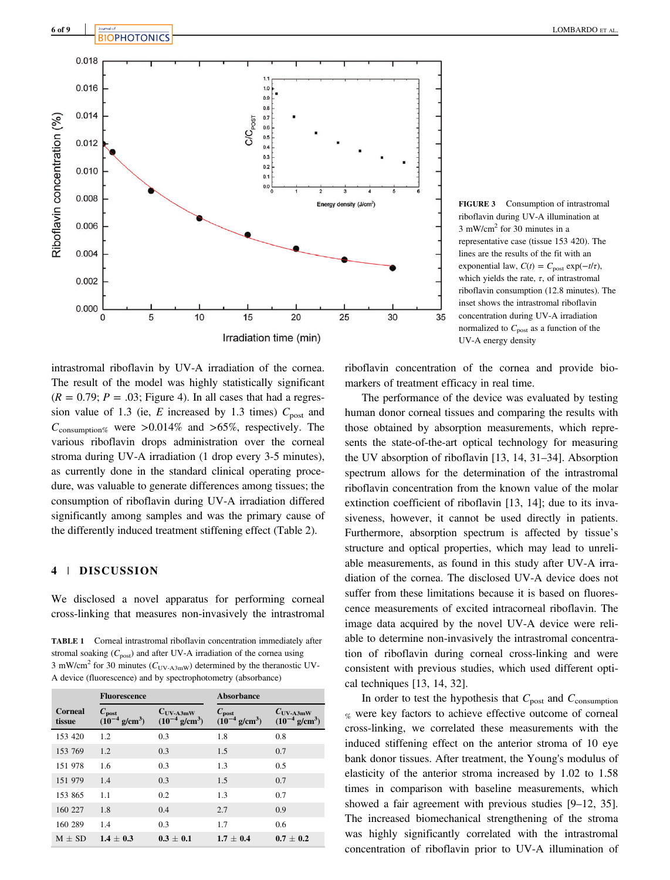FIGURE 3 Consumption of intrastromal riboflavin during UV-A illumination at 3 mW/cm$^2$ for 30 minutes in a representative case (tissue 153 420). The lines are the results of the fit with an exponential law, $C(t) = C_{post}\exp(-t/\tau)$, which yields the rate, $\tau$, of intrastromal riboflavin consumption (12.8 minutes). The inset shows the intrastromal riboflavin concentration during UV-A irradiation normalized to $C_{post}$ as a function of the UV-A energy density

intrastromal riboflavin by UV-A irradiation of the cornea. The result of the model was highly statistically significant ($R = 0.79$; $P = .03$; Figure 4). In all cases that had a regression value of 1.3 (ie, $E$ increased by 1.3 times) $C_{post}$ and $C_{consumption\%}$ were >0.014% and >65%, respectively. The various riboflavin drops administration over the corneal stroma during UV-A irradiation (1 drop every 3-5 minutes), as currently done in the standard clinical operating procedure, was valuable to generate differences among tissues; the consumption of riboflavin during UV-A irradiation differed significantly among samples and was the primary cause of the differently induced treatment stiffening effect (Table 2).

## 4 | DISCUSSION

We disclosed a novel apparatus for performing corneal cross-linking that measures non-invasively the intrastromal riboflavin concentration of the cornea and provide biomarkers of treatment efficacy in real time.

The performance of the device was evaluated by testing human donor corneal tissues and comparing the results with those obtained by absorption measurements, which represents the state-of-the-art optical technology for measuring the UV absorption of riboflavin [13, 14, 31–34]. Absorption spectrum allows for the determination of the intrastromal riboflavin concentration from the known value of the molar extinction coefficient of riboflavin [13, 14]; due to its invasiveness, however, it cannot be used directly in patients. Furthermore, absorption spectrum is affected by tissue's structure and optical properties, which may lead to unreliable measurements, as found in this study after UV-A irradiation of the cornea. The disclosed UV-A device does not suffer from these limitations because it is based on fluorescence measurements of excited intracorneal riboflavin. The image data acquired by the novel UV-A device were reliable to determine non-invasively the intrastromal concentration of riboflavin during corneal cross-linking and were consistent with previous studies, which used different optical techniques [13, 14, 32].

In order to test the hypothesis that $C_{post}$ and $C_{consumption\%}$ were key factors to achieve effective outcome of corneal cross-linking, we correlated these measurements with the induced stiffening effect on the anterior stroma of 10 eye bank donor tissues. After treatment, the Young's modulus of elasticity of the anterior stroma increased by 1.02 to 1.58 times in comparison with baseline measurements, which showed a fair agreement with previous studies [9–12, 35]. The increased biomechanical strengthening of the stroma was highly significantly correlated with the intrastromal concentration of riboflavin prior to UV-A illumination of

**TABLE 1** Corneal intrastromal riboflavin concentration immediately after stromal soaking ($C_{post}$) and after UV-A irradiation of the cornea using 3 mW/cm$^2$ for 30 minutes ($C_{UV\text{-}A3mW}$) determined by the theranostic UV-A device (fluorescence) and by spectrophotometry (absorbance)

| | Fluorescence | | Absorbance | |
|---|---|---|---|---|
| Corneal tissue | $C_{post}$ ($10^{-4}$ g/cm$^3$) | $C_{UV\text{-}A3mW}$ ($10^{-4}$ g/cm$^3$) | $C_{post}$ ($10^{-4}$ g/cm$^3$) | $C_{UV\text{-}A3mW}$ ($10^{-4}$ g/cm$^3$) |
| 153 420 | 1.2 | 0.3 | 1.8 | 0.8 |
| 153 769 | 1.2 | 0.3 | 1.5 | 0.7 |
| 151 978 | 1.6 | 0.3 | 1.3 | 0.5 |
| 151 979 | 1.4 | 0.3 | 1.5 | 0.7 |
| 153 865 | 1.1 | 0.2 | 1.3 | 0.7 |
| 160 227 | 1.8 | 0.4 | 2.7 | 0.9 |
| 160 289 | 1.4 | 0.3 | 1.7 | 0.6 |
| M ± SD | **1.4 ± 0.3** | **0.3 ± 0.1** | **1.7 ± 0.4** | **0.7 ± 0.2** |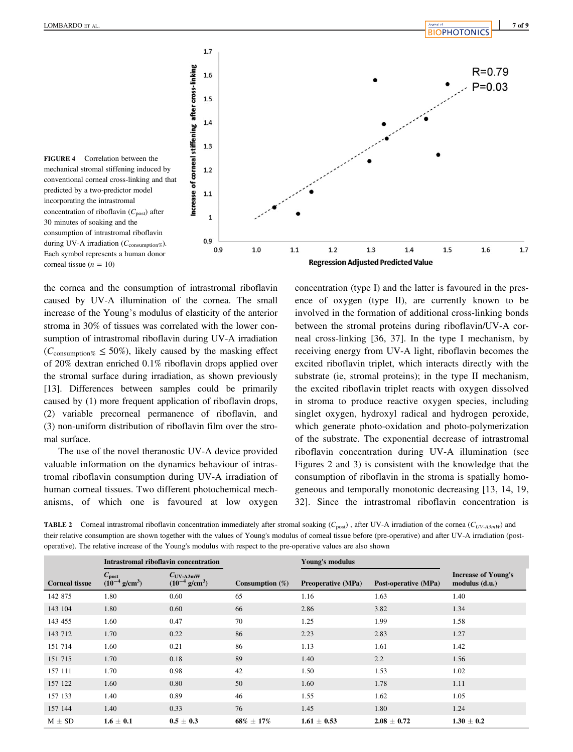**FIGURE 4** Correlation between the mechanical stromal stiffening induced by conventional corneal cross-linking and that predicted by a two-predictor model incorporating the intrastromal concentration of riboflavin ($C_{post}$) after 30 minutes of soaking and the consumption of intrastromal riboflavin during UV-A irradiation ($C_{consumption\%}$). Each symbol represents a human donor corneal tissue ($n = 10$)

the cornea and the consumption of intrastromal riboflavin caused by UV-A illumination of the cornea. The small increase of the Young's modulus of elasticity of the anterior stroma in 30% of tissues was correlated with the lower consumption of intrastromal riboflavin during UV-A irradiation ($C_{consumption\%} \leq 50\%$), likely caused by the masking effect of 20% dextran enriched 0.1% riboflavin drops applied over the stromal surface during irradiation, as shown previously [13]. Differences between samples could be primarily caused by (1) more frequent application of riboflavin drops, (2) variable precorneal permanence of riboflavin, and (3) non-uniform distribution of riboflavin film over the stromal surface.

The use of the novel theranostic UV-A device provided valuable information on the dynamics behaviour of intrastromal riboflavin consumption during UV-A irradiation of human corneal tissues. Two different photochemical mechanisms, of which one is favoured at low oxygen concentration (type I) and the latter is favoured in the presence of oxygen (type II), are currently known to be involved in the formation of additional cross-linking bonds between the stromal proteins during riboflavin/UV-A corneal cross-linking [36, 37]. In the type I mechanism, by receiving energy from UV-A light, riboflavin becomes the excited riboflavin triplet, which interacts directly with the substrate (ie, stromal proteins); in the type II mechanism, the excited riboflavin triplet reacts with oxygen dissolved in stroma to produce reactive oxygen species, including singlet oxygen, hydroxyl radical and hydrogen peroxide, which generate photo-oxidation and photo-polymerization of the substrate. The exponential decrease of intrastromal riboflavin concentration during UV-A illumination (see Figures 2 and 3) is consistent with the knowledge that the consumption of riboflavin in the stroma is spatially homogeneous and temporally monotonic decreasing [13, 14, 19, 32]. Since the intrastromal riboflavin concentration is

**TABLE 2** Corneal intrastromal riboflavin concentration immediately after stromal soaking ($C_{post}$), after UV-A irradiation of the cornea ($C_{UV\text{-}A3mW}$) and their relative consumption are shown together with the values of Young's modulus of corneal tissue before (pre-operative) and after UV-A irradiation (post-operative). The relative increase of the Young's modulus with respect to the pre-operative values are also shown

| | Intrastromal riboflavin concentration | | | Young's modulus | | |
|---|---|---|---|---|---|---|
| Corneal tissue | $C_{post}$ ($10^{-4}$ g/cm$^3$) | $C_{UV\text{-}A3mW}$ ($10^{-4}$ g/cm$^3$) | Consumption (%) | Preoperative (MPa) | Post-operative (MPa) | Increase of Young's modulus (d.u.) |
| 142 875 | 1.80 | 0.60 | 65 | 1.16 | 1.63 | 1.40 |
| 143 104 | 1.80 | 0.60 | 66 | 2.86 | 3.82 | 1.34 |
| 143 455 | 1.60 | 0.47 | 70 | 1.25 | 1.99 | 1.58 |
| 143 712 | 1.70 | 0.22 | 86 | 2.23 | 2.83 | 1.27 |
| 151 714 | 1.60 | 0.21 | 86 | 1.13 | 1.61 | 1.42 |
| 151 715 | 1.70 | 0.18 | 89 | 1.40 | 2.2 | 1.56 |
| 157 111 | 1.70 | 0.98 | 42 | 1.50 | 1.53 | 1.02 |
| 157 122 | 1.60 | 0.80 | 50 | 1.60 | 1.78 | 1.11 |
| 157 133 | 1.40 | 0.89 | 46 | 1.55 | 1.62 | 1.05 |
| 157 144 | 1.40 | 0.33 | 76 | 1.45 | 1.80 | 1.24 |
| M ± SD | **1.6 ± 0.1** | **0.5 ± 0.3** | **68% ± 17%** | **1.61 ± 0.53** | **2.08 ± 0.72** | **1.30 ± 0.2** |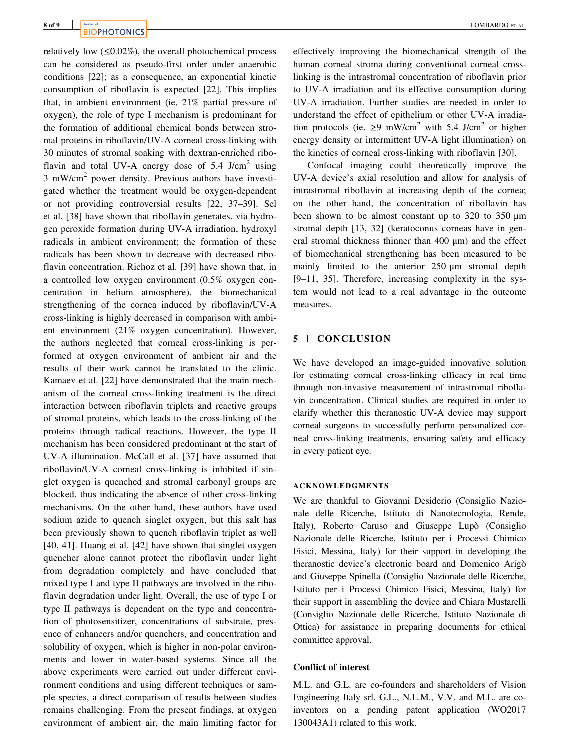relatively low (≤0.02%), the overall photochemical process can be considered as pseudo-first order under anaerobic conditions [22]; as a consequence, an exponential kinetic consumption of riboflavin is expected [22]. This implies that, in ambient environment (ie, 21% partial pressure of oxygen), the role of type I mechanism is predominant for the formation of additional chemical bonds between stromal proteins in riboflavin/UV-A corneal cross-linking with 30 minutes of stromal soaking with dextran-enriched riboflavin and total UV-A energy dose of 5.4 J/cm$^2$ using 3 mW/cm$^2$ power density. Previous authors have investigated whether the treatment would be oxygen-dependent or not providing controversial results [22, 37–39]. Sel et al. [38] have shown that riboflavin generates, via hydrogen peroxide formation during UV-A irradiation, hydroxyl radicals in ambient environment; the formation of these radicals has been shown to decrease with decreased riboflavin concentration. Richoz et al. [39] have shown that, in a controlled low oxygen environment (0.5% oxygen concentration in helium atmosphere), the biomechanical strengthening of the cornea induced by riboflavin/UV-A cross-linking is highly decreased in comparison with ambient environment (21% oxygen concentration). However, the authors neglected that corneal cross-linking is performed at oxygen environment of ambient air and the results of their work cannot be translated to the clinic. Kamaev et al. [22] have demonstrated that the main mechanism of the corneal cross-linking treatment is the direct interaction between riboflavin triplets and reactive groups of stromal proteins, which leads to the cross-linking of the proteins through radical reactions. However, the type II mechanism has been considered predominant at the start of UV-A illumination. McCall et al. [37] have assumed that riboflavin/UV-A corneal cross-linking is inhibited if singlet oxygen is quenched and stromal carbonyl groups are blocked, thus indicating the absence of other cross-linking mechanisms. On the other hand, these authors have used sodium azide to quench singlet oxygen, but this salt has been previously shown to quench riboflavin triplet as well [40, 41]. Huang et al. [42] have shown that singlet oxygen quencher alone cannot protect the riboflavin under light from degradation completely and have concluded that mixed type I and type II pathways are involved in the riboflavin degradation under light. Overall, the use of type I or type II pathways is dependent on the type and concentration of photosensitizer, concentrations of substrate, presence of enhancers and/or quenchers, and concentration and solubility of oxygen, which is higher in non-polar environments and lower in water-based systems. Since all the above experiments were carried out under different environment conditions and using different techniques or sample species, a direct comparison of results between studies remains challenging. From the present findings, at oxygen environment of ambient air, the main limiting factor for effectively improving the biomechanical strength of the human corneal stroma during conventional corneal cross-linking is the intrastromal concentration of riboflavin prior to UV-A irradiation and its effective consumption during UV-A irradiation. Further studies are needed in order to understand the effect of epithelium or other UV-A irradiation protocols (ie, ≥9 mW/cm$^2$ with 5.4 J/cm$^2$ or higher energy density or intermittent UV-A light illumination) on the kinetics of corneal cross-linking with riboflavin [30].

Confocal imaging could theoretically improve the UV-A device's axial resolution and allow for analysis of intrastromal riboflavin at increasing depth of the cornea; on the other hand, the concentration of riboflavin has been shown to be almost constant up to 320 to 350 μm stromal depth [13, 32] (keratoconus corneas have in general stromal thickness thinner than 400 μm) and the effect of biomechanical strengthening has been measured to be mainly limited to the anterior 250 μm stromal depth [9–11, 35]. Therefore, increasing complexity in the system would not lead to a real advantage in the outcome measures.

## 5 | CONCLUSION

We have developed an image-guided innovative solution for estimating corneal cross-linking efficacy in real time through non-invasive measurement of intrastromal riboflavin concentration. Clinical studies are required in order to clarify whether this theranostic UV-A device may support corneal surgeons to successfully perform personalized corneal cross-linking treatments, ensuring safety and efficacy in every patient eye.

### ACKNOWLEDGMENTS

We are thankful to Giovanni Desiderio (Consiglio Nazionale delle Ricerche, Istituto di Nanotecnologia, Rende, Italy), Roberto Caruso and Giuseppe Lupò (Consiglio Nazionale delle Ricerche, Istituto per i Processi Chimico Fisici, Messina, Italy) for their support in developing the theranostic device's electronic board and Domenico Arigò and Giuseppe Spinella (Consiglio Nazionale delle Ricerche, Istituto per i Processi Chimico Fisici, Messina, Italy) for their support in assembling the device and Chiara Mustarelli (Consiglio Nazionale delle Ricerche, Istituto Nazionale di Ottica) for assistance in preparing documents for ethical committee approval.

### Conflict of interest

M.L. and G.L. are co-founders and shareholders of Vision Engineering Italy srl. G.L., N.L.M., V.V. and M.L. are co-inventors on a pending patent application (WO2017 130043A1) related to this work.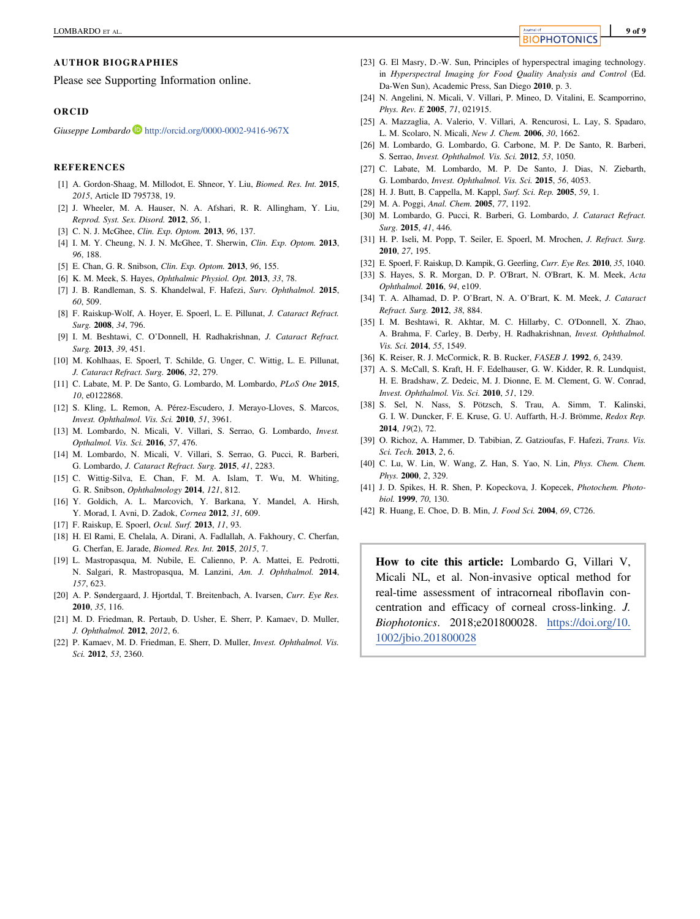## AUTHOR BIOGRAPHIES

Please see Supporting Information online.

## ORCID

*Giuseppe Lombardo* http://orcid.org/0000-0002-9416-967X

## REFERENCES

[1] A. Gordon-Shaag, M. Millodot, E. Shneor, Y. Liu, *Biomed. Res. Int.* **2015**, *2015*, Article ID 795738, 19.

[2] J. Wheeler, M. A. Hauser, N. A. Afshari, R. R. Allingham, Y. Liu, *Reprod. Syst. Sex. Disord.* **2012**, *S6*, 1.

[3] C. N. J. McGhee, *Clin. Exp. Optom.* **2013**, *96*, 137.

[4] I. M. Y. Cheung, N. J. N. McGhee, T. Sherwin, *Clin. Exp. Optom.* **2013**, *96*, 188.

[5] E. Chan, G. R. Snibson, *Clin. Exp. Optom.* **2013**, *96*, 155.

[6] K. M. Meek, S. Hayes, *Ophthalmic Physiol. Opt.* **2013**, *33*, 78.

[7] J. B. Randleman, S. S. Khandelwal, F. Hafezi, *Surv. Ophthalmol.* **2015**, *60*, 509.

[8] F. Raiskup-Wolf, A. Hoyer, E. Spoerl, L. E. Pillunat, *J. Cataract Refract. Surg.* **2008**, *34*, 796.

[9] I. M. Beshtawi, C. O'Donnell, H. Radhakrishnan, *J. Cataract Refract. Surg.* **2013**, *39*, 451.

[10] M. Kohlhaas, E. Spoerl, T. Schilde, G. Unger, C. Wittig, L. E. Pillunat, *J. Cataract Refract. Surg.* **2006**, *32*, 279.

[11] C. Labate, M. P. De Santo, G. Lombardo, M. Lombardo, *PLoS One* **2015**, *10*, e0122868.

[12] S. Kling, L. Remon, A. Pérez-Escudero, J. Merayo-Lloves, S. Marcos, *Invest. Ophthalmol. Vis. Sci.* **2010**, *51*, 3961.

[13] M. Lombardo, N. Micali, V. Villari, S. Serrao, G. Lombardo, *Invest. Opthalmol. Vis. Sci.* **2016**, *57*, 476.

[14] M. Lombardo, N. Micali, V. Villari, S. Serrao, G. Pucci, R. Barberi, G. Lombardo, *J. Cataract Refract. Surg.* **2015**, *41*, 2283.

[15] C. Wittig-Silva, E. Chan, F. M. A. Islam, T. Wu, M. Whiting, G. R. Snibson, *Ophthalmology* **2014**, *121*, 812.

[16] Y. Goldich, A. L. Marcovich, Y. Barkana, Y. Mandel, A. Hirsh, Y. Morad, I. Avni, D. Zadok, *Cornea* **2012**, *31*, 609.

[17] F. Raiskup, E. Spoerl, *Ocul. Surf.* **2013**, *11*, 93.

[18] H. El Rami, E. Chelala, A. Dirani, A. Fadlallah, A. Fakhoury, C. Cherfan, G. Cherfan, E. Jarade, *Biomed. Res. Int.* **2015**, *2015*, 7.

[19] L. Mastropasqua, M. Nubile, E. Calienno, P. A. Mattei, E. Pedrotti, N. Salgari, R. Mastropasqua, M. Lanzini, *Am. J. Ophthalmol.* **2014**, *157*, 623.

[20] A. P. Søndergaard, J. Hjortdal, T. Breitenbach, A. Ivarsen, *Curr. Eye Res.* **2010**, *35*, 116.

[21] M. D. Friedman, R. Pertaub, D. Usher, E. Sherr, P. Kamaev, D. Muller, *J. Ophthalmol.* **2012**, *2012*, 6.

[22] P. Kamaev, M. D. Friedman, E. Sherr, D. Muller, *Invest. Ophthalmol. Vis. Sci.* **2012**, *53*, 2360.

[23] G. El Masry, D.-W. Sun, Principles of hyperspectral imaging technology. in *Hyperspectral Imaging for Food Quality Analysis and Control* (Ed. Da-Wen Sun), Academic Press, San Diego **2010**, p. 3.

[24] N. Angelini, N. Micali, V. Villari, P. Mineo, D. Vitalini, E. Scamporrino, *Phys. Rev. E* **2005**, *71*, 021915.

[25] A. Mazzaglia, A. Valerio, V. Villari, A. Rencurosi, L. Lay, S. Spadaro, L. M. Scolaro, N. Micali, *New J. Chem.* **2006**, *30*, 1662.

[26] M. Lombardo, G. Lombardo, G. Carbone, M. P. De Santo, R. Barberi, S. Serrao, *Invest. Ophthalmol. Vis. Sci.* **2012**, *53*, 1050.

[27] C. Labate, M. Lombardo, M. P. De Santo, J. Dias, N. Ziebarth, G. Lombardo, *Invest. Ophthalmol. Vis. Sci.* **2015**, *56*, 4053.

[28] H. J. Butt, B. Cappella, M. Kappl, *Surf. Sci. Rep.* **2005**, *59*, 1.

[29] M. A. Poggi, *Anal. Chem.* **2005**, *77*, 1192.

[30] M. Lombardo, G. Pucci, R. Barberi, G. Lombardo, *J. Cataract Refract. Surg.* **2015**, *41*, 446.

[31] H. P. Iseli, M. Popp, T. Seiler, E. Spoerl, M. Mrochen, *J. Refract. Surg.* **2010**, *27*, 195.

[32] E. Spoerl, F. Raiskup, D. Kampik, G. Geerling, *Curr. Eye Res.* **2010**, *35*, 1040.

[33] S. Hayes, S. R. Morgan, D. P. O'Brart, N. O'Brart, K. M. Meek, *Acta Ophthalmol.* **2016**, *94*, e109.

[34] T. A. Alhamad, D. P. O'Brart, N. A. O'Brart, K. M. Meek, *J. Cataract Refract. Surg.* **2012**, *38*, 884.

[35] I. M. Beshtawi, R. Akhtar, M. C. Hillarby, C. O'Donnell, X. Zhao, A. Brahma, F. Carley, B. Derby, H. Radhakrishnan, *Invest. Ophthalmol. Vis. Sci.* **2014**, *55*, 1549.

[36] K. Reiser, R. J. McCormick, R. B. Rucker, *FASEB J.* **1992**, *6*, 2439.

[37] A. S. McCall, S. Kraft, H. F. Edelhauser, G. W. Kidder, R. R. Lundquist, H. E. Bradshaw, Z. Dedeic, M. J. Dionne, E. M. Clement, G. W. Conrad, *Invest. Ophthalmol. Vis. Sci.* **2010**, *51*, 129.

[38] S. Sel, N. Nass, S. Pötzsch, S. Trau, A. Simm, T. Kalinski, G. I. W. Duncker, F. E. Kruse, G. U. Auffarth, H.-J. Brömme, *Redox Rep.* **2014**, *19*(2), 72.

[39] O. Richoz, A. Hammer, D. Tabibian, Z. Gatzioufas, F. Hafezi, *Trans. Vis. Sci. Tech.* **2013**, *2*, 6.

[40] C. Lu, W. Lin, W. Wang, Z. Han, S. Yao, N. Lin, *Phys. Chem. Chem. Phys.* **2000**, *2*, 329.

[41] J. D. Spikes, H. R. Shen, P. Kopeckova, J. Kopecek, *Photochem. Photobiol.* **1999**, *70*, 130.

[42] R. Huang, E. Choe, D. B. Min, *J. Food Sci.* **2004**, *69*, C726.

**How to cite this article:** Lombardo G, Villari V, Micali NL, et al. Non-invasive optical method for real-time assessment of intracorneal riboflavin concentration and efficacy of corneal cross-linking. *J. Biophotonics*. 2018;e201800028. https://doi.org/10.1002/jbio.201800028